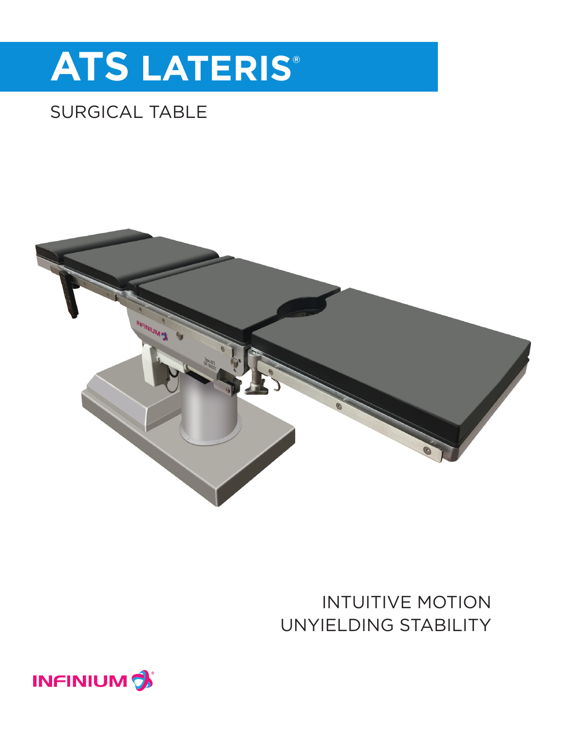# ATS LATERIS®

SURGICAL TABLE

INTUITIVE MOTION
UNYIELDING STABILITY

INFINIUM®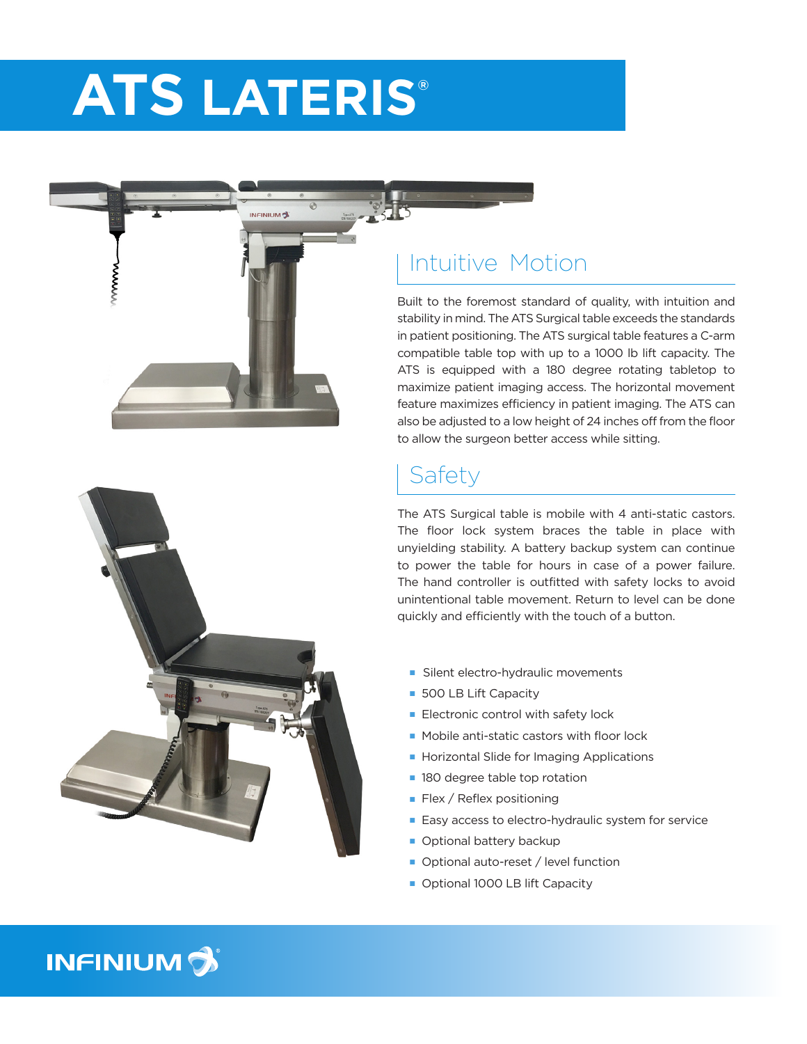# ATS LATERIS®

## Intuitive Motion

Built to the foremost standard of quality, with intuition and stability in mind. The ATS Surgical table exceeds the standards in patient positioning. The ATS surgical table features a C-arm compatible table top with up to a 1000 lb lift capacity. The ATS is equipped with a 180 degree rotating tabletop to maximize patient imaging access. The horizontal movement feature maximizes efficiency in patient imaging. The ATS can also be adjusted to a low height of 24 inches off from the floor to allow the surgeon better access while sitting.

## Safety

The ATS Surgical table is mobile with 4 anti-static castors. The floor lock system braces the table in place with unyielding stability. A battery backup system can continue to power the table for hours in case of a power failure. The hand controller is outfitted with safety locks to avoid unintentional table movement. Return to level can be done quickly and efficiently with the touch of a button.

- Silent electro-hydraulic movements
- 500 LB Lift Capacity
- Electronic control with safety lock
- Mobile anti-static castors with floor lock
- Horizontal Slide for Imaging Applications
- 180 degree table top rotation
- Flex / Reflex positioning
- Easy access to electro-hydraulic system for service
- Optional battery backup
- Optional auto-reset / level function
- Optional 1000 LB lift Capacity

INFINIUM®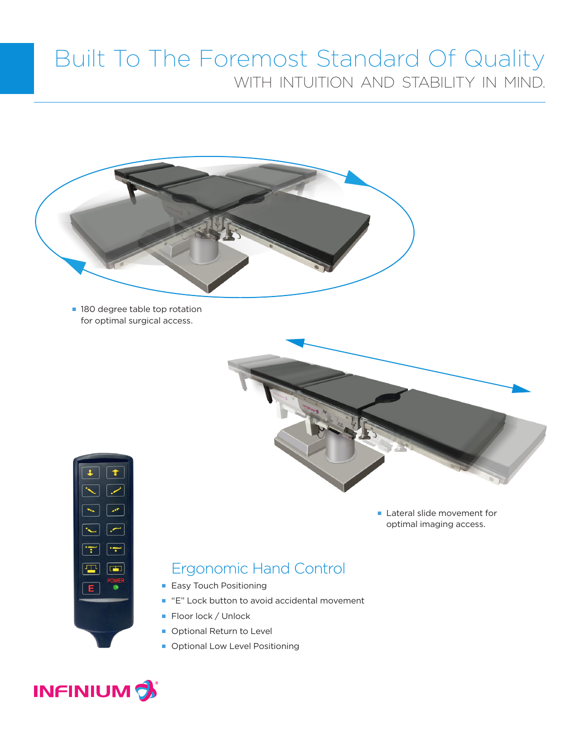# Built To The Foremost Standard Of Quality

## WITH INTUITION AND STABILITY IN MIND.

- 180 degree table top rotation for optimal surgical access.

- Lateral slide movement for optimal imaging access.

## Ergonomic Hand Control

- Easy Touch Positioning
- "E" Lock button to avoid accidental movement
- Floor lock / Unlock
- Optional Return to Level
- Optional Low Level Positioning

INFINIUM®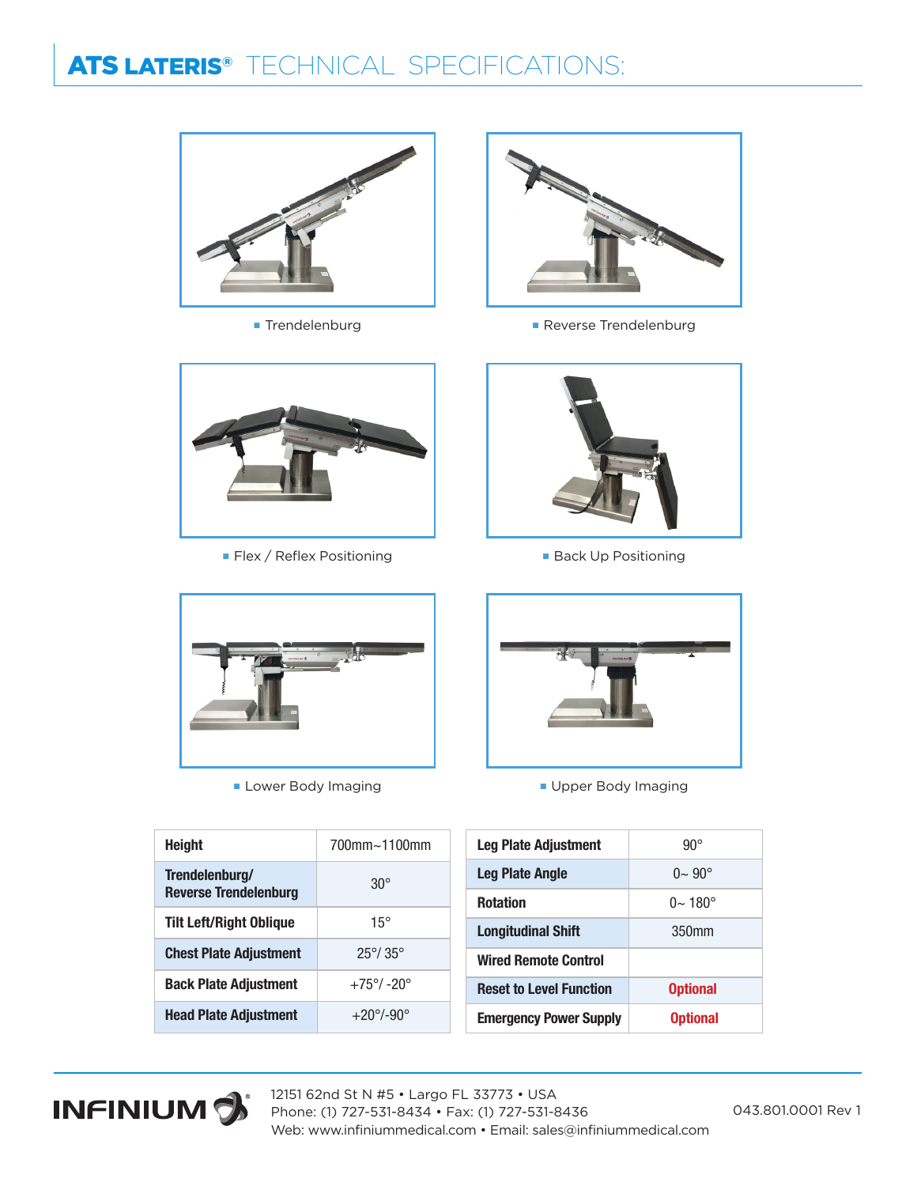# ATS LATERIS® TECHNICAL SPECIFICATIONS:

- Trendelenburg
- Reverse Trendelenburg
- Flex / Reflex Positioning
- Back Up Positioning
- Lower Body Imaging
- Upper Body Imaging

| | |
|---|---|
| **Height** | 700mm~1100mm |
| **Trendelenburg/ Reverse Trendelenburg** | 30° |
| **Tilt Left/Right Oblique** | 15° |
| **Chest Plate Adjustment** | 25°/ 35° |
| **Back Plate Adjustment** | +75°/ -20° |
| **Head Plate Adjustment** | +20°/-90° |

| | |
|---|---|
| **Leg Plate Adjustment** | 90° |
| **Leg Plate Angle** | 0~ 90° |
| **Rotation** | 0~ 180° |
| **Longitudinal Shift** | 350mm |
| **Wired Remote Control** | |
| **Reset to Level Function** | **Optional** |
| **Emergency Power Supply** | **Optional** |

INFINIUM®

12151 62nd St N #5 • Largo FL 33773 • USA
Phone: (1) 727-531-8434 • Fax: (1) 727-531-8436
Web: www.infiniummedical.com • Email: sales@infiniummedical.com

043.801.0001 Rev 1